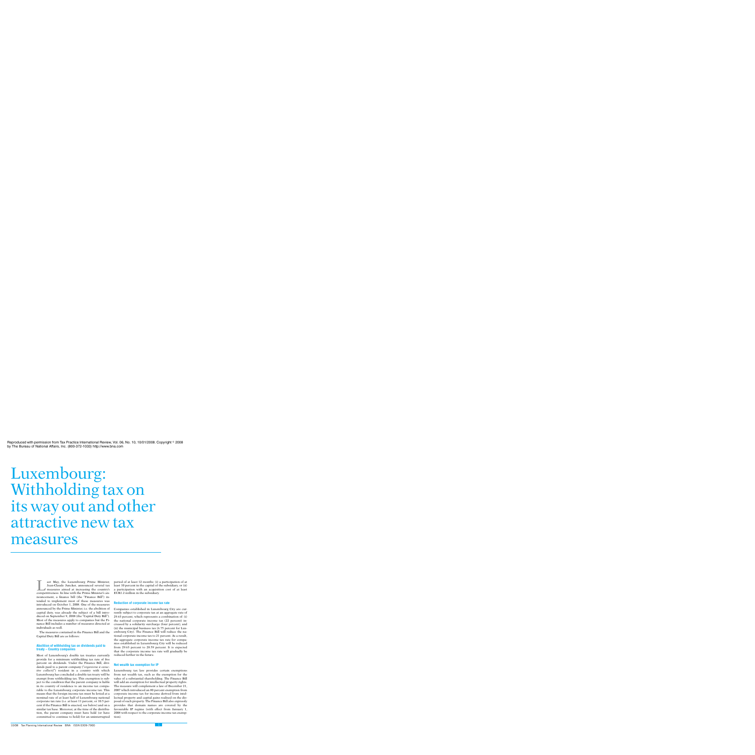Reproduced with permission from Tax Practice International Review, Vol. 06, No. 10, 10/01/2008. Copyright © 2008 by The Bureau of National Affairs, Inc. (800-372-1033) http://www.bna.com

# Luxembourg: Withholding tax on its way out and other attractive new tax measures

Last May, the Luxembourg Prime Minister, Jean-Claude Juncker, announced several tax measures aimed at increasing the country's competitiveness. In line with the Prime Minister's announcement, a finance bill (the "Finance Bill") intended to implement most of these measures was introduced on October 1, 2008. One of the measures announced by the Prime Minister, i.e. the abolition of capital duty, was already the subject of a bill introduced on September 9, 2008 (the "Capital Duty Bill"). Most of the measures apply to companies but the Finance Bill includes a number of measures directed at individuals as well.

The measures contained in the Finance Bill and the Capital Duty Bill are as follows:

## Abolition of withholding tax on dividends paid to treaty – Country companies

Most of Luxembourg's double tax treaties currently provide for a minimum withholding tax rate of five percent on dividends. Under the Finance Bill, dividends paid to a parent company ("*organisme à caractère collectif*") resident in a country with which Luxembourg has concluded a double tax treaty will be exempt from withholding tax. This exemption is subject to the condition that the parent company is liable in its country of residence to an income tax comparable to the Luxembourg corporate income tax. This means that the foreign income tax must be levied at a nominal rate of at least half of Luxembourg national corporate tax rate (i.e. at least 11 percent, or 10.5 percent if the Finance Bill is enacted, see below) and on a similar tax base. Moreover, at the time of the distribution, the parent company must have held (or have committed to continue to hold) for an uninterrupted period of at least 12 months: (i) a participation of at least 10 percent in the capital of the subsidiary, or (ii) a participation with an acquisition cost of at least EUR1.2 million in the subsidiary.

## Reduction of corporate income tax rate

Companies established in Luxembourg City are currently subject to corporate tax at an aggregate rate of 29.63 percent, which represents a combination of: (i) the national corporate income tax (22 percent) increased by a solidarity surcharge (four percent), and (ii) the municipal business tax (6.75 percent for Luxembourg City). The Finance Bill will reduce the national corporate income tax to 21 percent. As a result, the aggregate corporate income tax rate for companies established in Luxembourg City will be reduced from 29.63 percent to 28.59 percent. It is expected that the corporate income tax rate will gradually be reduced further in the future.

## Net wealth tax exemption for IP

Luxembourg tax law provides certain exemptions from net wealth tax, such as the exemption for the value of a substantial shareholding. The Finance Bill will add an exemption for intellectual property rights. The measure will complement a law of December 21, 2007 which introduced an 80 percent exemption from corporate income tax for income derived from intellectual property and capital gains realised on the disposal of such property. The Finance Bill also expressly provides that domain names are covered by the favourable IP regime (with effect from January 1, 2008 with respect to the corporate income tax exemption).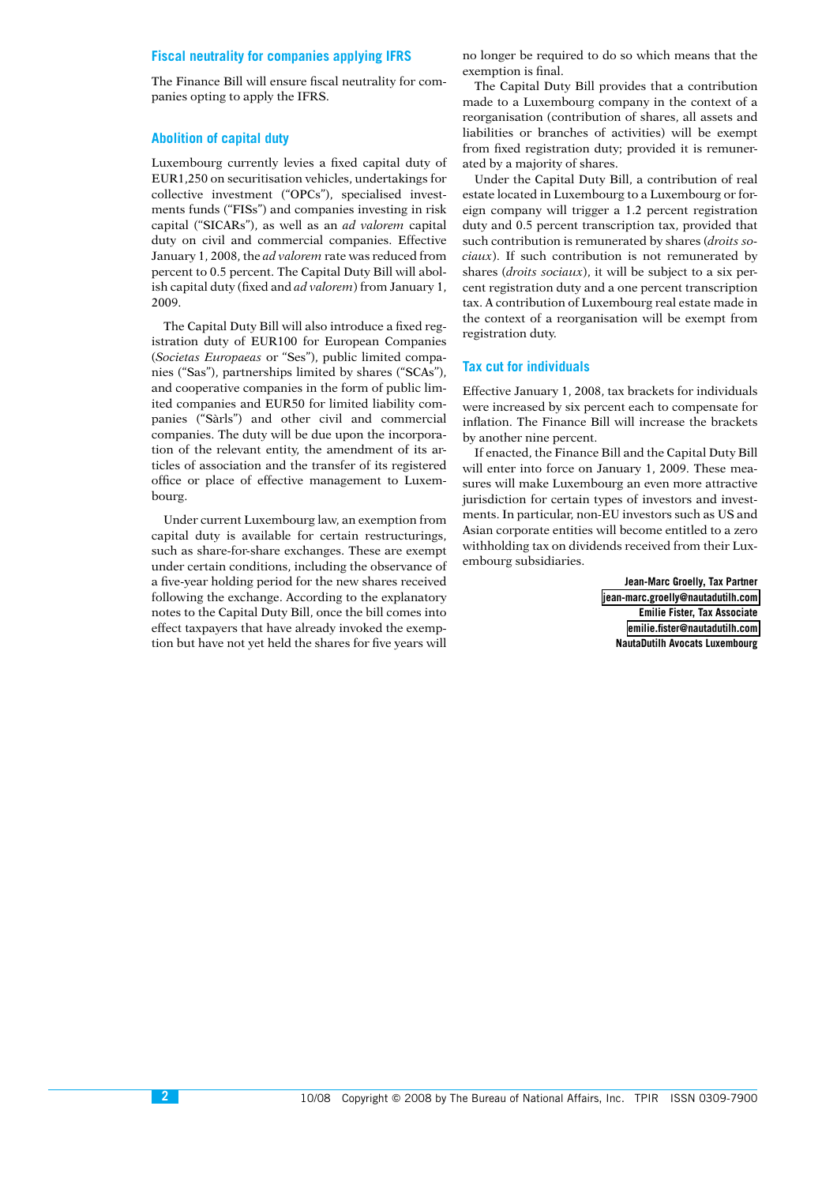## Fiscal neutrality for companies applying IFRS

The Finance Bill will ensure fiscal neutrality for companies opting to apply the IFRS.

## Abolition of capital duty

Luxembourg currently levies a fixed capital duty of EUR1,250 on securitisation vehicles, undertakings for collective investment ("OPCs"), specialised investments funds ("FISs") and companies investing in risk capital ("SICARs"), as well as an *ad valorem* capital duty on civil and commercial companies. Effective January 1, 2008, the *ad valorem* rate was reduced from percent to 0.5 percent. The Capital Duty Bill will abolish capital duty (fixed and *ad valorem*) from January 1, 2009.

The Capital Duty Bill will also introduce a fixed registration duty of EUR100 for European Companies (*Societas Europaeas* or "Ses"), public limited companies ("Sas"), partnerships limited by shares ("SCAs"), and cooperative companies in the form of public limited companies and EUR50 for limited liability companies ("Sàrls") and other civil and commercial companies. The duty will be due upon the incorporation of the relevant entity, the amendment of its articles of association and the transfer of its registered office or place of effective management to Luxembourg.

Under current Luxembourg law, an exemption from capital duty is available for certain restructurings, such as share-for-share exchanges. These are exempt under certain conditions, including the observance of a five-year holding period for the new shares received following the exchange. According to the explanatory notes to the Capital Duty Bill, once the bill comes into effect taxpayers that have already invoked the exemption but have not yet held the shares for five years will no longer be required to do so which means that the exemption is final.

The Capital Duty Bill provides that a contribution made to a Luxembourg company in the context of a reorganisation (contribution of shares, all assets and liabilities or branches of activities) will be exempt from fixed registration duty; provided it is remunerated by a majority of shares.

Under the Capital Duty Bill, a contribution of real estate located in Luxembourg to a Luxembourg or foreign company will trigger a 1.2 percent registration duty and 0.5 percent transcription tax, provided that such contribution is remunerated by shares (*droits sociaux*). If such contribution is not remunerated by shares (*droits sociaux*), it will be subject to a six percent registration duty and a one percent transcription tax. A contribution of Luxembourg real estate made in the context of a reorganisation will be exempt from registration duty.

## Tax cut for individuals

Effective January 1, 2008, tax brackets for individuals were increased by six percent each to compensate for inflation. The Finance Bill will increase the brackets by another nine percent.

If enacted, the Finance Bill and the Capital Duty Bill will enter into force on January 1, 2009. These measures will make Luxembourg an even more attractive jurisdiction for certain types of investors and investments. In particular, non-EU investors such as US and Asian corporate entities will become entitled to a zero withholding tax on dividends received from their Luxembourg subsidiaries.

**Jean-Marc Groelly, Tax Partner**
**jean-marc.groelly@nautadutilh.com**
**Emilie Fister, Tax Associate**
**emilie.fister@nautadutilh.com**
**NautaDutilh Avocats Luxembourg**